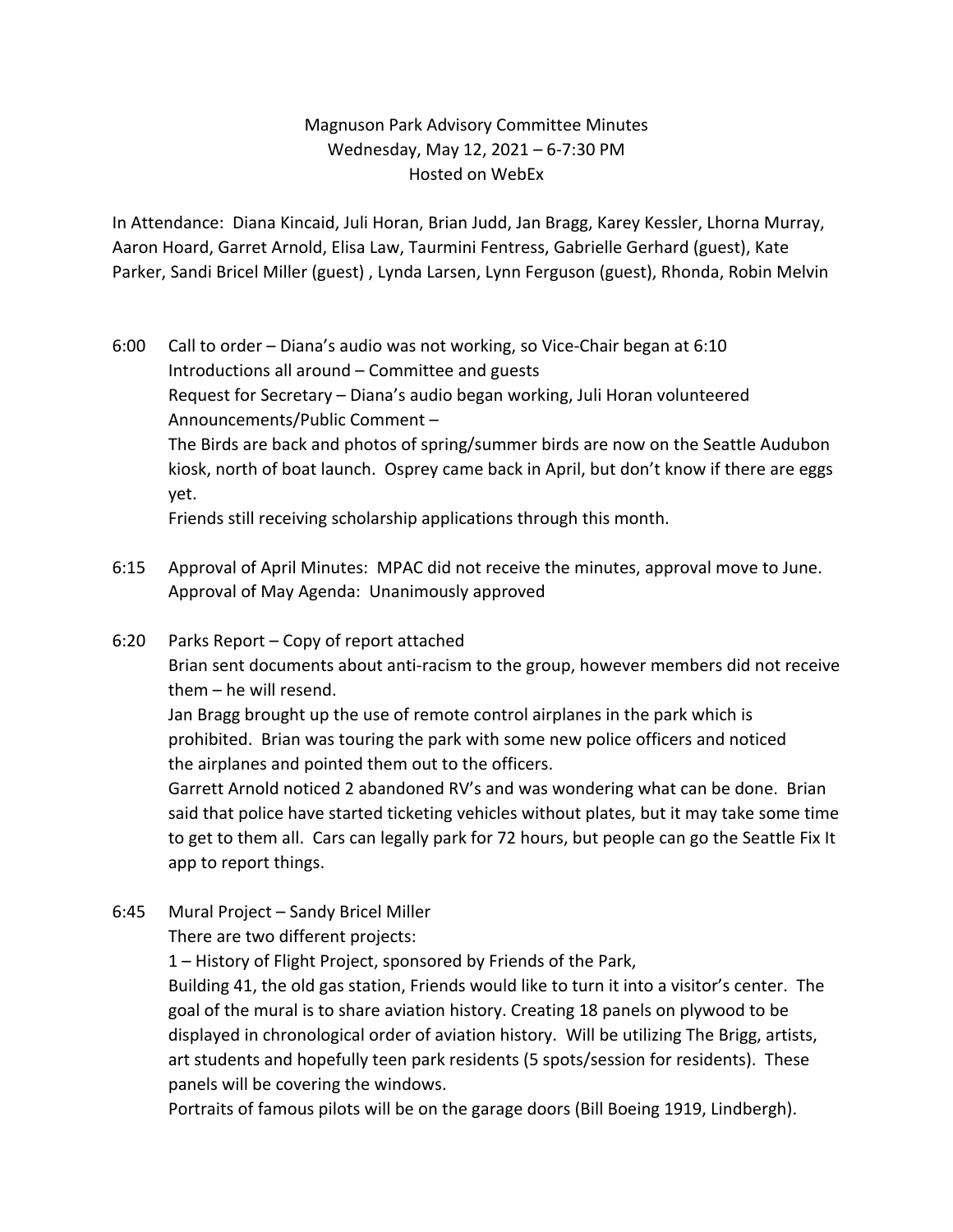# Magnuson Park Advisory Committee Minutes

Wednesday, May 12, 2021 – 6-7:30 PM

Hosted on WebEx

In Attendance: Diana Kincaid, Juli Horan, Brian Judd, Jan Bragg, Karey Kessler, Lhorna Murray, Aaron Hoard, Garret Arnold, Elisa Law, Taurmini Fentress, Gabrielle Gerhard (guest), Kate Parker, Sandi Bricel Miller (guest) , Lynda Larsen, Lynn Ferguson (guest), Rhonda, Robin Melvin

6:00 Call to order – Diana's audio was not working, so Vice-Chair began at 6:10

Introductions all around – Committee and guests

Request for Secretary – Diana's audio began working, Juli Horan volunteered

Announcements/Public Comment –

The Birds are back and photos of spring/summer birds are now on the Seattle Audubon kiosk, north of boat launch. Osprey came back in April, but don't know if there are eggs yet.

Friends still receiving scholarship applications through this month.

6:15 Approval of April Minutes: MPAC did not receive the minutes, approval move to June.

Approval of May Agenda: Unanimously approved

6:20 Parks Report – Copy of report attached

Brian sent documents about anti-racism to the group, however members did not receive them – he will resend.

Jan Bragg brought up the use of remote control airplanes in the park which is prohibited. Brian was touring the park with some new police officers and noticed the airplanes and pointed them out to the officers.

Garrett Arnold noticed 2 abandoned RV's and was wondering what can be done. Brian said that police have started ticketing vehicles without plates, but it may take some time to get to them all. Cars can legally park for 72 hours, but people can go the Seattle Fix It app to report things.

6:45 Mural Project – Sandy Bricel Miller

There are two different projects:

1 – History of Flight Project, sponsored by Friends of the Park,

Building 41, the old gas station, Friends would like to turn it into a visitor's center. The goal of the mural is to share aviation history. Creating 18 panels on plywood to be displayed in chronological order of aviation history. Will be utilizing The Brigg, artists, art students and hopefully teen park residents (5 spots/session for residents). These panels will be covering the windows.

Portraits of famous pilots will be on the garage doors (Bill Boeing 1919, Lindbergh).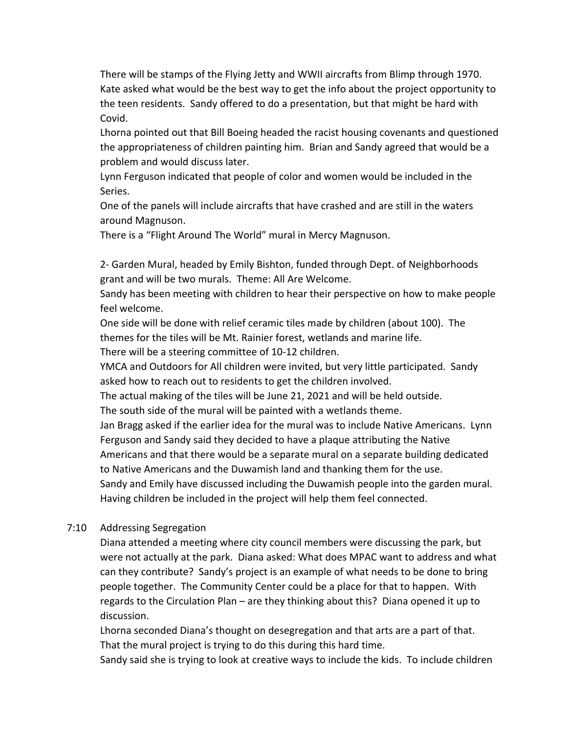There will be stamps of the Flying Jetty and WWII aircrafts from Blimp through 1970.
Kate asked what would be the best way to get the info about the project opportunity to the teen residents. Sandy offered to do a presentation, but that might be hard with Covid.
Lhorna pointed out that Bill Boeing headed the racist housing covenants and questioned the appropriateness of children painting him. Brian and Sandy agreed that would be a problem and would discuss later.
Lynn Ferguson indicated that people of color and women would be included in the Series.
One of the panels will include aircrafts that have crashed and are still in the waters around Magnuson.
There is a "Flight Around The World" mural in Mercy Magnuson.

2- Garden Mural, headed by Emily Bishton, funded through Dept. of Neighborhoods grant and will be two murals. Theme: All Are Welcome.
Sandy has been meeting with children to hear their perspective on how to make people feel welcome.
One side will be done with relief ceramic tiles made by children (about 100). The themes for the tiles will be Mt. Rainier forest, wetlands and marine life.
There will be a steering committee of 10-12 children.
YMCA and Outdoors for All children were invited, but very little participated. Sandy asked how to reach out to residents to get the children involved.
The actual making of the tiles will be June 21, 2021 and will be held outside.
The south side of the mural will be painted with a wetlands theme.
Jan Bragg asked if the earlier idea for the mural was to include Native Americans. Lynn Ferguson and Sandy said they decided to have a plaque attributing the Native Americans and that there would be a separate mural on a separate building dedicated to Native Americans and the Duwamish land and thanking them for the use.
Sandy and Emily have discussed including the Duwamish people into the garden mural. Having children be included in the project will help them feel connected.

7:10 Addressing Segregation

Diana attended a meeting where city council members were discussing the park, but were not actually at the park. Diana asked: What does MPAC want to address and what can they contribute? Sandy's project is an example of what needs to be done to bring people together. The Community Center could be a place for that to happen. With regards to the Circulation Plan – are they thinking about this? Diana opened it up to discussion.
Lhorna seconded Diana's thought on desegregation and that arts are a part of that. That the mural project is trying to do this during this hard time.
Sandy said she is trying to look at creative ways to include the kids. To include children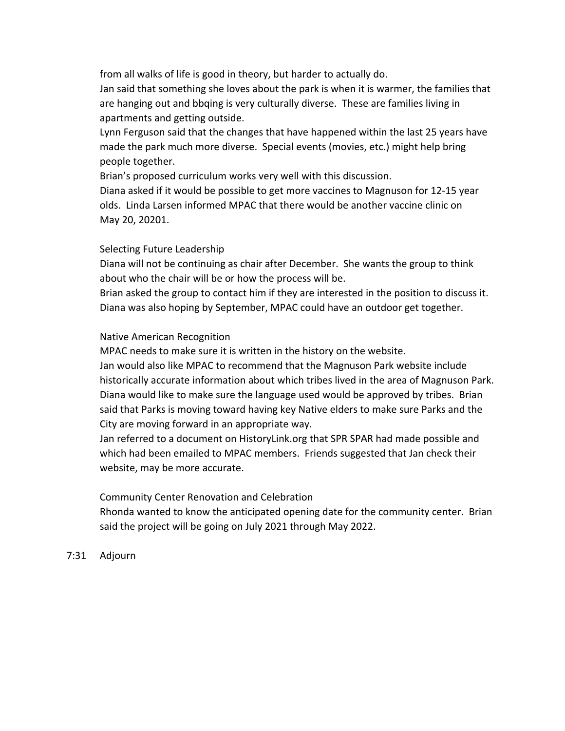from all walks of life is good in theory, but harder to actually do.

Jan said that something she loves about the park is when it is warmer, the families that are hanging out and bbqing is very culturally diverse. These are families living in apartments and getting outside.

Lynn Ferguson said that the changes that have happened within the last 25 years have made the park much more diverse. Special events (movies, etc.) might help bring people together.

Brian's proposed curriculum works very well with this discussion.

Diana asked if it would be possible to get more vaccines to Magnuson for 12-15 year olds. Linda Larsen informed MPAC that there would be another vaccine clinic on May 20, 2021.

Selecting Future Leadership

Diana will not be continuing as chair after December. She wants the group to think about who the chair will be or how the process will be.

Brian asked the group to contact him if they are interested in the position to discuss it.

Diana was also hoping by September, MPAC could have an outdoor get together.

Native American Recognition

MPAC needs to make sure it is written in the history on the website.

Jan would also like MPAC to recommend that the Magnuson Park website include historically accurate information about which tribes lived in the area of Magnuson Park. Diana would like to make sure the language used would be approved by tribes. Brian said that Parks is moving toward having key Native elders to make sure Parks and the City are moving forward in an appropriate way.

Jan referred to a document on HistoryLink.org that SPR SPAR had made possible and which had been emailed to MPAC members. Friends suggested that Jan check their website, may be more accurate.

Community Center Renovation and Celebration

Rhonda wanted to know the anticipated opening date for the community center. Brian said the project will be going on July 2021 through May 2022.

7:31 Adjourn